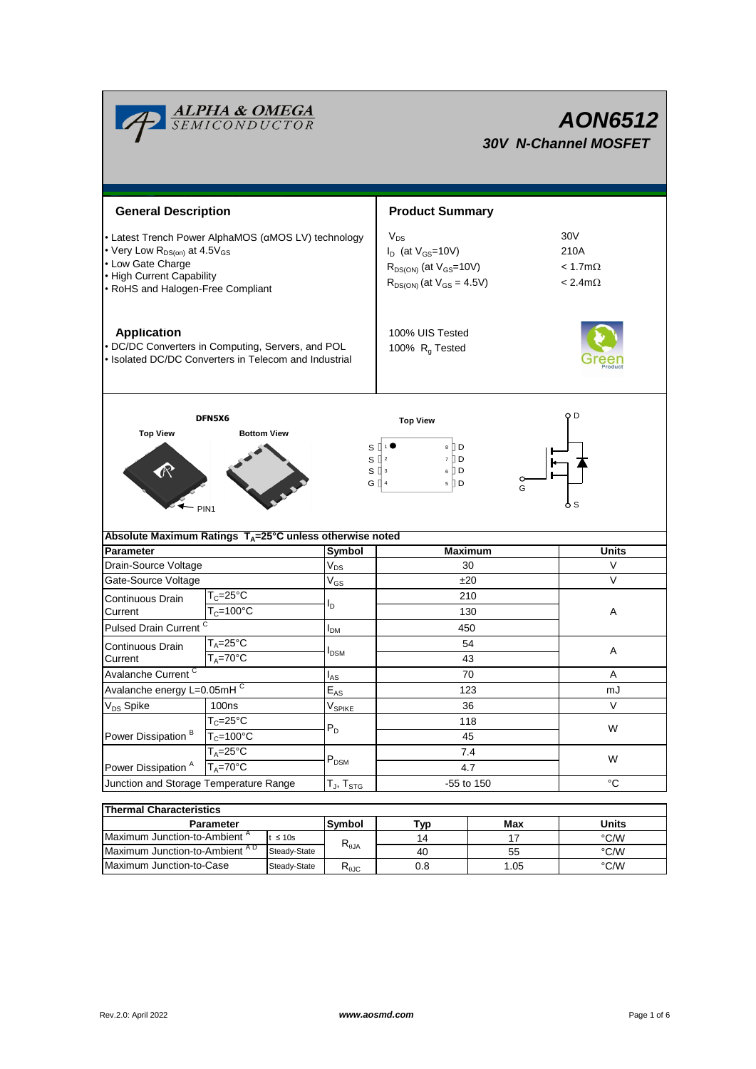# AON6512

## 30V N-Channel MOSFET

## General Description

- Latest Trench Power AlphaMOS (αMOS LV) technology
- Very Low $R_{DS(on)}$ at 4.5$V_{GS}$
- Low Gate Charge
- High Current Capability
- RoHS and Halogen-Free Compliant

## Product Summary

| | |
|---|---|
| $V_{DS}$ | 30V |
| $I_D$ (at $V_{GS}$=10V) | 210A |
| $R_{DS(ON)}$ (at $V_{GS}$=10V) | < 1.7mΩ |
| $R_{DS(ON)}$ (at $V_{GS}$ = 4.5V) | < 2.4mΩ |

100% UIS Tested
100% $R_g$ Tested

## Application

- DC/DC Converters in Computing, Servers, and POL
- Isolated DC/DC Converters in Telecom and Industrial

DFN5X6

Top View / Bottom View / PIN1

Top View: S 1, S 2, S 3, G 4; D 8, D 7, D 6, D 5

D, G, S

**Absolute Maximum Ratings $T_A$=25°C unless otherwise noted**

| Parameter | | Symbol | Maximum | Units |
|---|---|---|---|---|
| Drain-Source Voltage | | $V_{DS}$ | 30 | V |
| Gate-Source Voltage | | $V_{GS}$ | ±20 | V |
| Continuous Drain Current | $T_C$=25°C | $I_D$ | 210 | A |
| | $T_C$=100°C | | 130 | |
| Pulsed Drain Current [C] | | $I_{DM}$ | 450 | |
| Continuous Drain Current | $T_A$=25°C | $I_{DSM}$ | 54 | A |
| | $T_A$=70°C | | 43 | |
| Avalanche Current [C] | | $I_{AS}$ | 70 | A |
| Avalanche energy L=0.05mH [C] | | $E_{AS}$ | 123 | mJ |
| $V_{DS}$ Spike | 100ns | $V_{SPIKE}$ | 36 | V |
| Power Dissipation [B] | $T_C$=25°C | $P_D$ | 118 | W |
| | $T_C$=100°C | | 45 | |
| Power Dissipation [A] | $T_A$=25°C | $P_{DSM}$ | 7.4 | W |
| | $T_A$=70°C | | 4.7 | |
| Junction and Storage Temperature Range | | $T_J$, $T_{STG}$ | -55 to 150 | °C |

**Thermal Characteristics**

| Parameter | | Symbol | Typ | Max | Units |
|---|---|---|---|---|---|
| Maximum Junction-to-Ambient [A] | t ≤ 10s | $R_{\theta JA}$ | 14 | 17 | °C/W |
| Maximum Junction-to-Ambient [A D] | Steady-State | | 40 | 55 | °C/W |
| Maximum Junction-to-Case | Steady-State | $R_{\theta JC}$ | 0.8 | 1.05 | °C/W |

Rev.2.0: April 2022 www.aosmd.com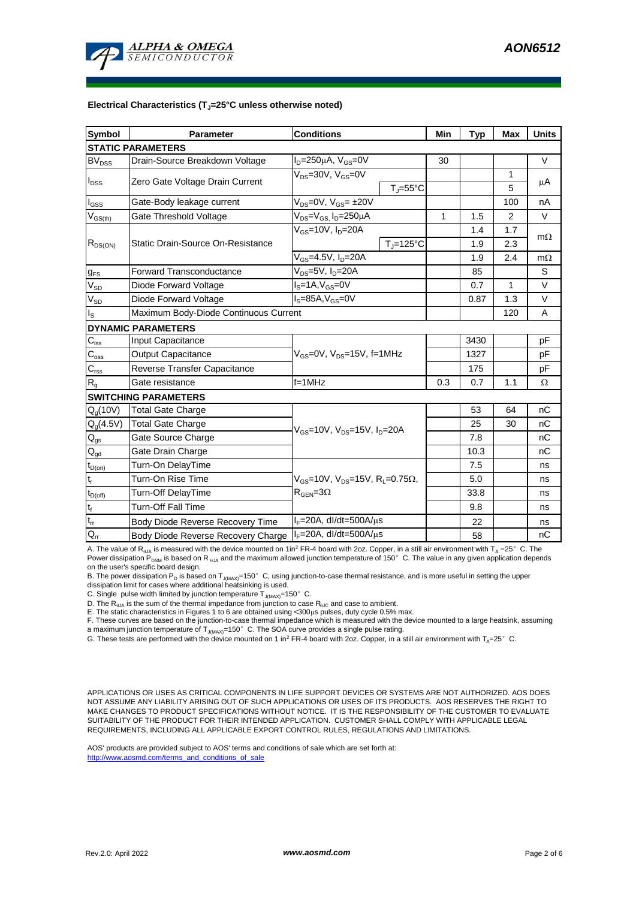**Electrical Characteristics ($T_J$=25°C unless otherwise noted)**

| Symbol | Parameter | Conditions | | Min | Typ | Max | Units |
|---|---|---|---|---|---|---|---|
| **STATIC PARAMETERS** | | | | | | | |
| $BV_{DSS}$ | Drain-Source Breakdown Voltage | $I_D$=250µA, $V_{GS}$=0V | | 30 | | | V |
| $I_{DSS}$ | Zero Gate Voltage Drain Current | $V_{DS}$=30V, $V_{GS}$=0V | | | | 1 | µA |
| | | | $T_J$=55°C | | | 5 | |
| $I_{GSS}$ | Gate-Body leakage current | $V_{DS}$=0V, $V_{GS}$= ±20V | | | | 100 | nA |
| $V_{GS(th)}$ | Gate Threshold Voltage | $V_{DS}$=$V_{GS}$, $I_D$=250µA | | 1 | 1.5 | 2 | V |
| $R_{DS(ON)}$ | Static Drain-Source On-Resistance | $V_{GS}$=10V, $I_D$=20A | | | 1.4 | 1.7 | mΩ |
| | | | $T_J$=125°C | | 1.9 | 2.3 | |
| | | $V_{GS}$=4.5V, $I_D$=20A | | | 1.9 | 2.4 | mΩ |
| $g_{FS}$ | Forward Transconductance | $V_{DS}$=5V, $I_D$=20A | | | 85 | | S |
| $V_{SD}$ | Diode Forward Voltage | $I_S$=1A,$V_{GS}$=0V | | | 0.7 | 1 | V |
| $V_{SD}$ | Diode Forward Voltage | $I_S$=85A,$V_{GS}$=0V | | | 0.87 | 1.3 | V |
| $I_S$ | Maximum Body-Diode Continuous Current | | | | | 120 | A |
| **DYNAMIC PARAMETERS** | | | | | | | |
| $C_{iss}$ | Input Capacitance | $V_{GS}$=0V, $V_{DS}$=15V, f=1MHz | | | 3430 | | pF |
| $C_{oss}$ | Output Capacitance | | | | 1327 | | pF |
| $C_{rss}$ | Reverse Transfer Capacitance | | | | 175 | | pF |
| $R_g$ | Gate resistance | f=1MHz | | 0.3 | 0.7 | 1.1 | Ω |
| **SWITCHING PARAMETERS** | | | | | | | |
| $Q_g$(10V) | Total Gate Charge | $V_{GS}$=10V, $V_{DS}$=15V, $I_D$=20A | | | 53 | 64 | nC |
| $Q_g$(4.5V) | Total Gate Charge | | | | 25 | 30 | nC |
| $Q_{gs}$ | Gate Source Charge | | | | 7.8 | | nC |
| $Q_{gd}$ | Gate Drain Charge | | | | 10.3 | | nC |
| $t_{D(on)}$ | Turn-On DelayTime | $V_{GS}$=10V, $V_{DS}$=15V, $R_L$=0.75Ω, $R_{GEN}$=3Ω | | | 7.5 | | ns |
| $t_r$ | Turn-On Rise Time | | | | 5.0 | | ns |
| $t_{D(off)}$ | Turn-Off DelayTime | | | | 33.8 | | ns |
| $t_f$ | Turn-Off Fall Time | | | | 9.8 | | ns |
| $t_{rr}$ | Body Diode Reverse Recovery Time | $I_F$=20A, dI/dt=500A/µs | | | 22 | | ns |
| $Q_{rr}$ | Body Diode Reverse Recovery Charge | $I_F$=20A, dI/dt=500A/µs | | | 58 | | nC |

A. The value of $R_{\theta JA}$ is measured with the device mounted on 1in² FR-4 board with 2oz. Copper, in a still air environment with $T_A$ =25° C. The Power dissipation $P_{DSM}$ is based on $R_{\theta JA}$ and the maximum allowed junction temperature of 150° C. The value in any given application depends on the user's specific board design.

B. The power dissipation $P_D$ is based on $T_{J(MAX)}$=150° C, using junction-to-case thermal resistance, and is more useful in setting the upper dissipation limit for cases where additional heatsinking is used.

C. Single pulse width limited by junction temperature $T_{J(MAX)}$=150° C.

D. The $R_{\theta JA}$ is the sum of the thermal impedance from junction to case $R_{\theta JC}$ and case to ambient.

E. The static characteristics in Figures 1 to 6 are obtained using <300µs pulses, duty cycle 0.5% max.

F. These curves are based on the junction-to-case thermal impedance which is measured with the device mounted to a large heatsink, assuming a maximum junction temperature of $T_{J(MAX)}$=150° C. The SOA curve provides a single pulse rating.

G. These tests are performed with the device mounted on 1 in² FR-4 board with 2oz. Copper, in a still air environment with $T_A$=25° C.

APPLICATIONS OR USES AS CRITICAL COMPONENTS IN LIFE SUPPORT DEVICES OR SYSTEMS ARE NOT AUTHORIZED. AOS DOES NOT ASSUME ANY LIABILITY ARISING OUT OF SUCH APPLICATIONS OR USES OF ITS PRODUCTS. AOS RESERVES THE RIGHT TO MAKE CHANGES TO PRODUCT SPECIFICATIONS WITHOUT NOTICE. IT IS THE RESPONSIBILITY OF THE CUSTOMER TO EVALUATE SUITABILITY OF THE PRODUCT FOR THEIR INTENDED APPLICATION. CUSTOMER SHALL COMPLY WITH APPLICABLE LEGAL REQUIREMENTS, INCLUDING ALL APPLICABLE EXPORT CONTROL RULES, REGULATIONS AND LIMITATIONS.

AOS' products are provided subject to AOS' terms and conditions of sale which are set forth at:
http://www.aosmd.com/terms_and_conditions_of_sale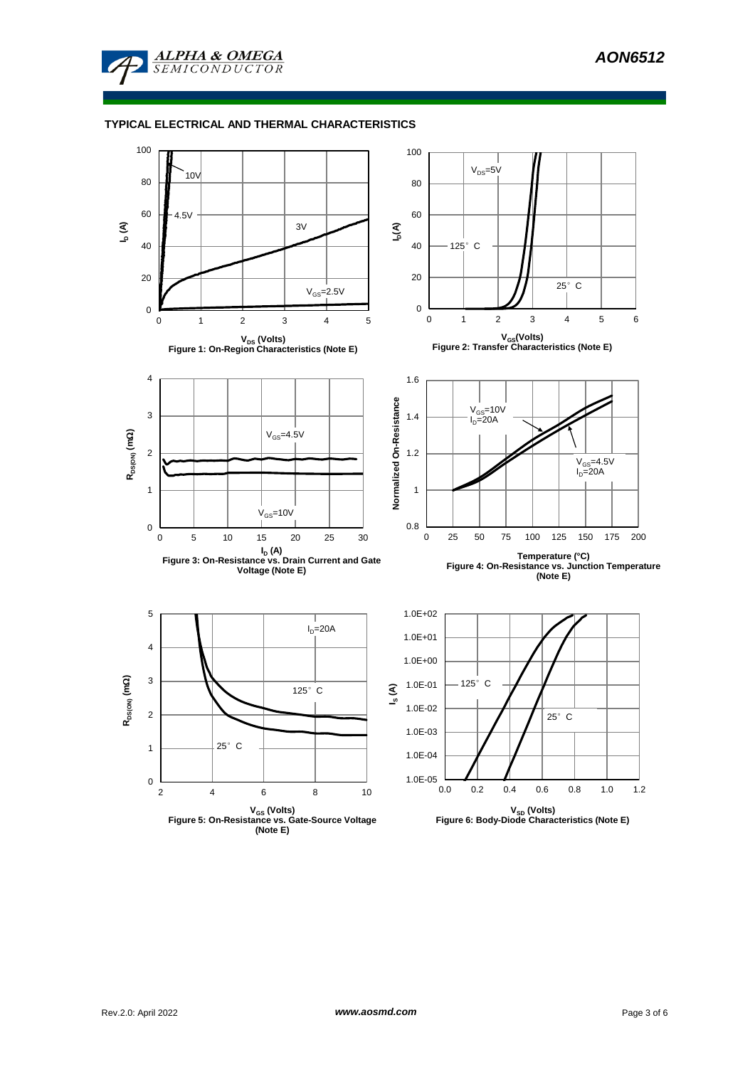## TYPICAL ELECTRICAL AND THERMAL CHARACTERISTICS

Figure 1: On-Region Characteristics (Note E)

Figure 2: Transfer Characteristics (Note E)

Figure 3: On-Resistance vs. Drain Current and Gate Voltage (Note E)

Figure 4: On-Resistance vs. Junction Temperature (Note E)

Figure 5: On-Resistance vs. Gate-Source Voltage (Note E)

Figure 6: Body-Diode Characteristics (Note E)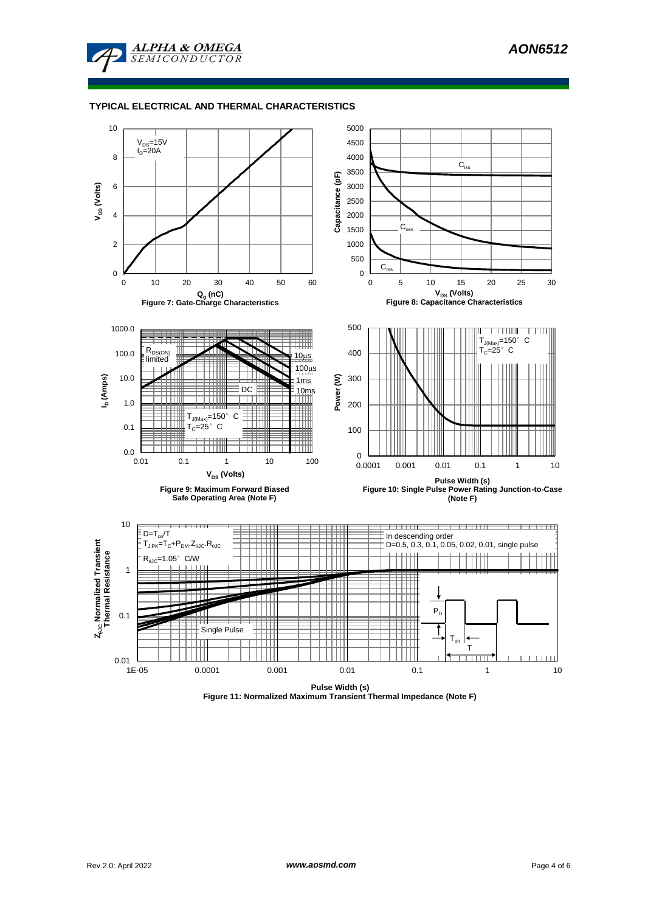## TYPICAL ELECTRICAL AND THERMAL CHARACTERISTICS

$V_{DS}$=15V
$I_D$=20A

$Q_g$ (nC)

Figure 7: Gate-Charge Characteristics

$C_{iss}$

$C_{oss}$

$C_{rss}$

$V_{DS}$ (Volts)

Figure 8: Capacitance Characteristics

$R_{DS(ON)}$ limited

10µs

100µs

1ms

10ms

DC

$T_{J(Max)}$=150° C
$T_C$=25° C

$V_{DS}$ (Volts)

Figure 9: Maximum Forward Biased Safe Operating Area (Note F)

$T_{J(Max)}$=150° C
$T_C$=25° C

Pulse Width (s)

Figure 10: Single Pulse Power Rating Junction-to-Case (Note F)

$D=T_{on}/T$
$T_{J,PK}=T_C+P_{DM}.Z_{\theta JC}.R_{\theta JC}$
$R_{\theta JC}$=1.05° C/W

In descending order
D=0.5, 0.3, 0.1, 0.05, 0.02, 0.01, single pulse

Single Pulse

$P_D$

$T_{on}$

T

Pulse Width (s)

Figure 11: Normalized Maximum Transient Thermal Impedance (Note F)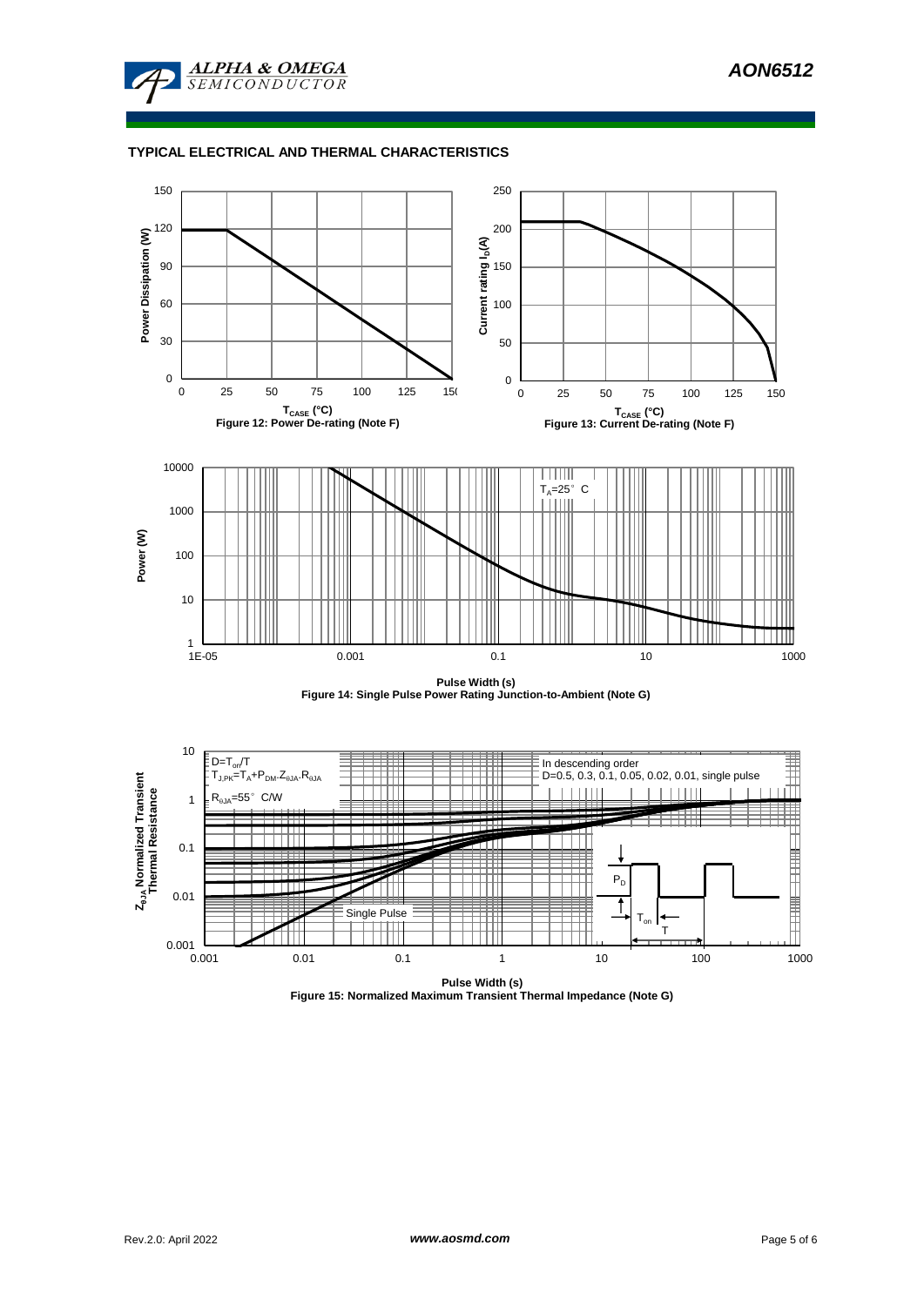## TYPICAL ELECTRICAL AND THERMAL CHARACTERISTICS

Figure 12: Power De-rating (Note F)

Figure 13: Current De-rating (Note F)

Figure 14: Single Pulse Power Rating Junction-to-Ambient (Note G)

Figure 15: Normalized Maximum Transient Thermal Impedance (Note G)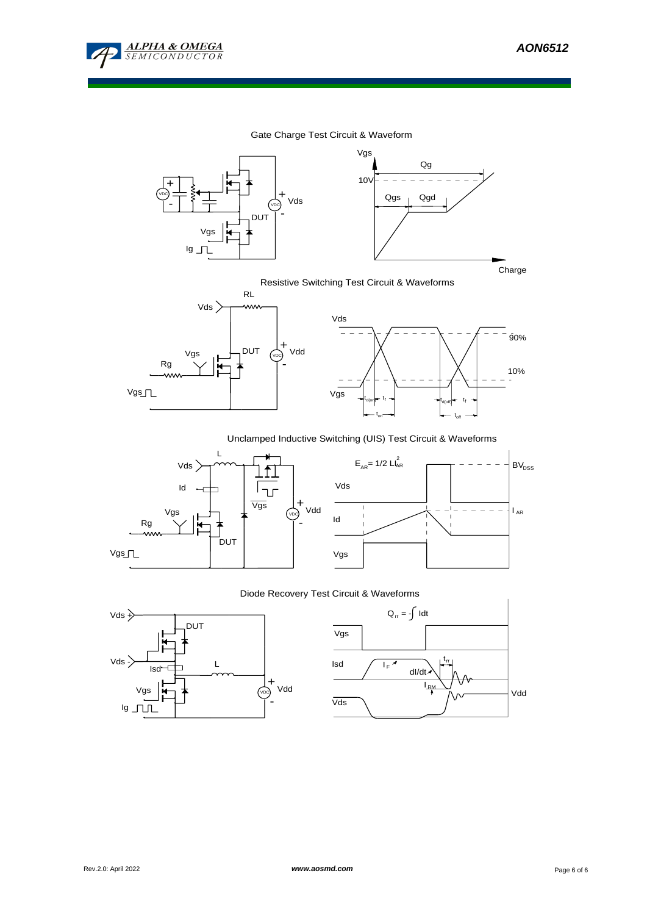## Gate Charge Test Circuit & Waveform

+
VDC
-
+
VDC Vds
-
DUT
Vgs
Ig

Vgs
Qg
10V
Qgs
Qgd
Charge

## Resistive Switching Test Circuit & Waveforms

RL
Vds
Vgs
DUT
+
VDC Vdd
-
Rg
Vgs

Vds
90%
10%
Vgs
$t_{d(on)}$ $t_r$
$t_{on}$
$t_{d(off)}$ $t_f$
$t_{off}$

## Unclamped Inductive Switching (UIS) Test Circuit & Waveforms

L
Vds
Id
Vgs
+
VDC Vdd
-
Rg
Vgs
DUT
Vgs

$E_{AR} = 1/2\ LI_{AR}^2$
$BV_{DSS}$
Vds
Id
$I_{AR}$
Vgs

## Diode Recovery Test Circuit & Waveforms

Vds +
DUT
Vds -
Isd
L
+
VDC Vdd
-
Vgs
Ig

$Q_{rr} = -\int Idt$
Vgs
Isd
$I_F$
dI/dt
$t_{rr}$
$I_{RM}$
Vdd
Vds

Rev.2.0: April 2022
www.aosmd.com